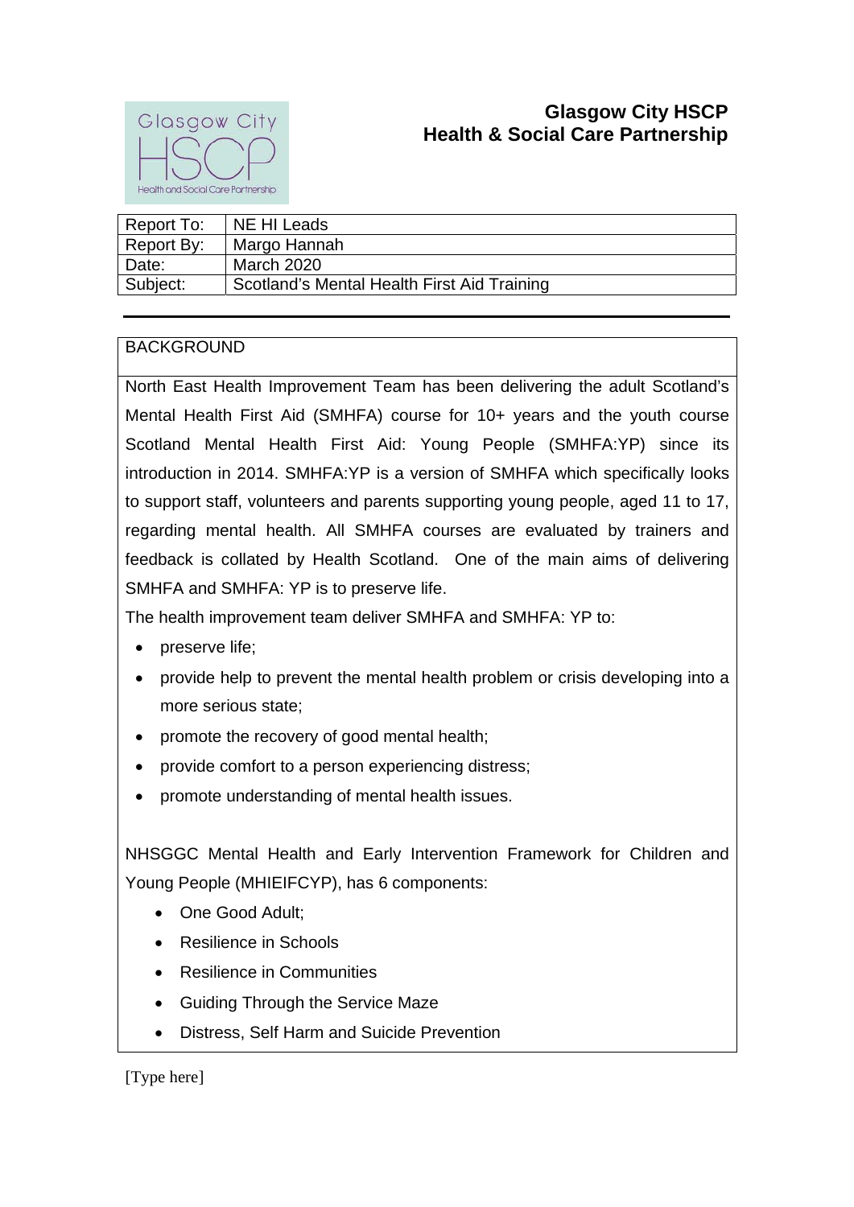**Glasgow City HSCP**
**Health & Social Care Partnership**

| Report To: | NE HI Leads |
|---|---|
| Report By: | Margo Hannah |
| Date: | March 2020 |
| Subject: | Scotland's Mental Health First Aid Training |

## BACKGROUND

North East Health Improvement Team has been delivering the adult Scotland's Mental Health First Aid (SMHFA) course for 10+ years and the youth course Scotland Mental Health First Aid: Young People (SMHFA:YP) since its introduction in 2014. SMHFA:YP is a version of SMHFA which specifically looks to support staff, volunteers and parents supporting young people, aged 11 to 17, regarding mental health. All SMHFA courses are evaluated by trainers and feedback is collated by Health Scotland. One of the main aims of delivering SMHFA and SMHFA: YP is to preserve life.

The health improvement team deliver SMHFA and SMHFA: YP to:

- preserve life;
- provide help to prevent the mental health problem or crisis developing into a more serious state;
- promote the recovery of good mental health;
- provide comfort to a person experiencing distress;
- promote understanding of mental health issues.

NHSGGC Mental Health and Early Intervention Framework for Children and Young People (MHIEIFCYP), has 6 components:

- One Good Adult;
- Resilience in Schools
- Resilience in Communities
- Guiding Through the Service Maze
- Distress, Self Harm and Suicide Prevention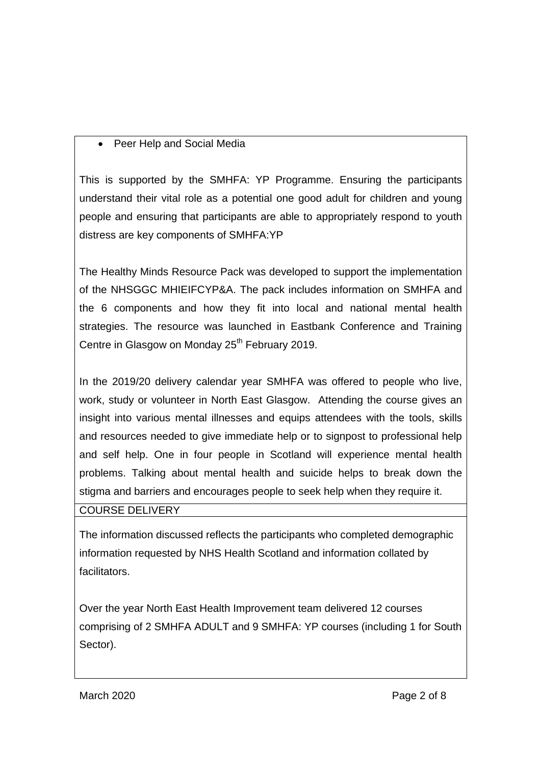- Peer Help and Social Media

This is supported by the SMHFA: YP Programme. Ensuring the participants understand their vital role as a potential one good adult for children and young people and ensuring that participants are able to appropriately respond to youth distress are key components of SMHFA:YP

The Healthy Minds Resource Pack was developed to support the implementation of the NHSGGC MHIEIFCYP&A. The pack includes information on SMHFA and the 6 components and how they fit into local and national mental health strategies. The resource was launched in Eastbank Conference and Training Centre in Glasgow on Monday 25th February 2019.

In the 2019/20 delivery calendar year SMHFA was offered to people who live, work, study or volunteer in North East Glasgow. Attending the course gives an insight into various mental illnesses and equips attendees with the tools, skills and resources needed to give immediate help or to signpost to professional help and self help. One in four people in Scotland will experience mental health problems. Talking about mental health and suicide helps to break down the stigma and barriers and encourages people to seek help when they require it.

## COURSE DELIVERY

The information discussed reflects the participants who completed demographic information requested by NHS Health Scotland and information collated by facilitators.

Over the year North East Health Improvement team delivered 12 courses comprising of 2 SMHFA ADULT and 9 SMHFA: YP courses (including 1 for South Sector).

March 2020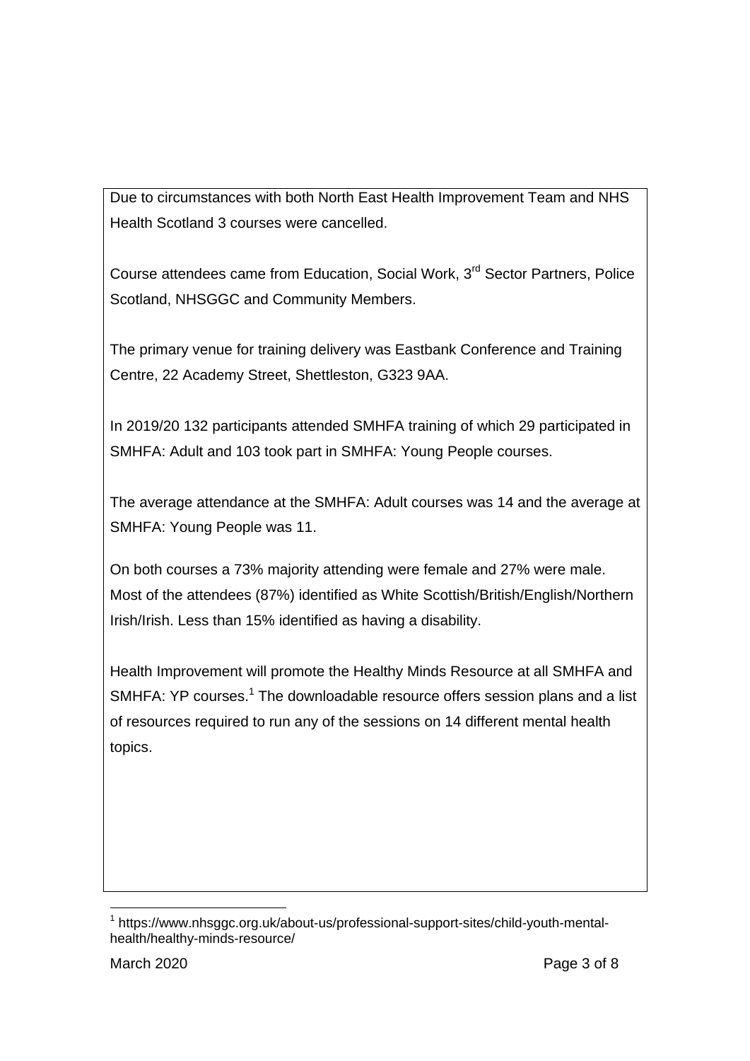Due to circumstances with both North East Health Improvement Team and NHS Health Scotland 3 courses were cancelled.

Course attendees came from Education, Social Work, 3rd Sector Partners, Police Scotland, NHSGGC and Community Members.

The primary venue for training delivery was Eastbank Conference and Training Centre, 22 Academy Street, Shettleston, G323 9AA.

In 2019/20 132 participants attended SMHFA training of which 29 participated in SMHFA: Adult and 103 took part in SMHFA: Young People courses.

The average attendance at the SMHFA: Adult courses was 14 and the average at SMHFA: Young People was 11.

On both courses a 73% majority attending were female and 27% were male. Most of the attendees (87%) identified as White Scottish/British/English/Northern Irish/Irish. Less than 15% identified as having a disability.

Health Improvement will promote the Healthy Minds Resource at all SMHFA and SMHFA: YP courses.[1] The downloadable resource offers session plans and a list of resources required to run any of the sessions on 14 different mental health topics.

[1] https://www.nhsggc.org.uk/about-us/professional-support-sites/child-youth-mental-health/healthy-minds-resource/

March 2020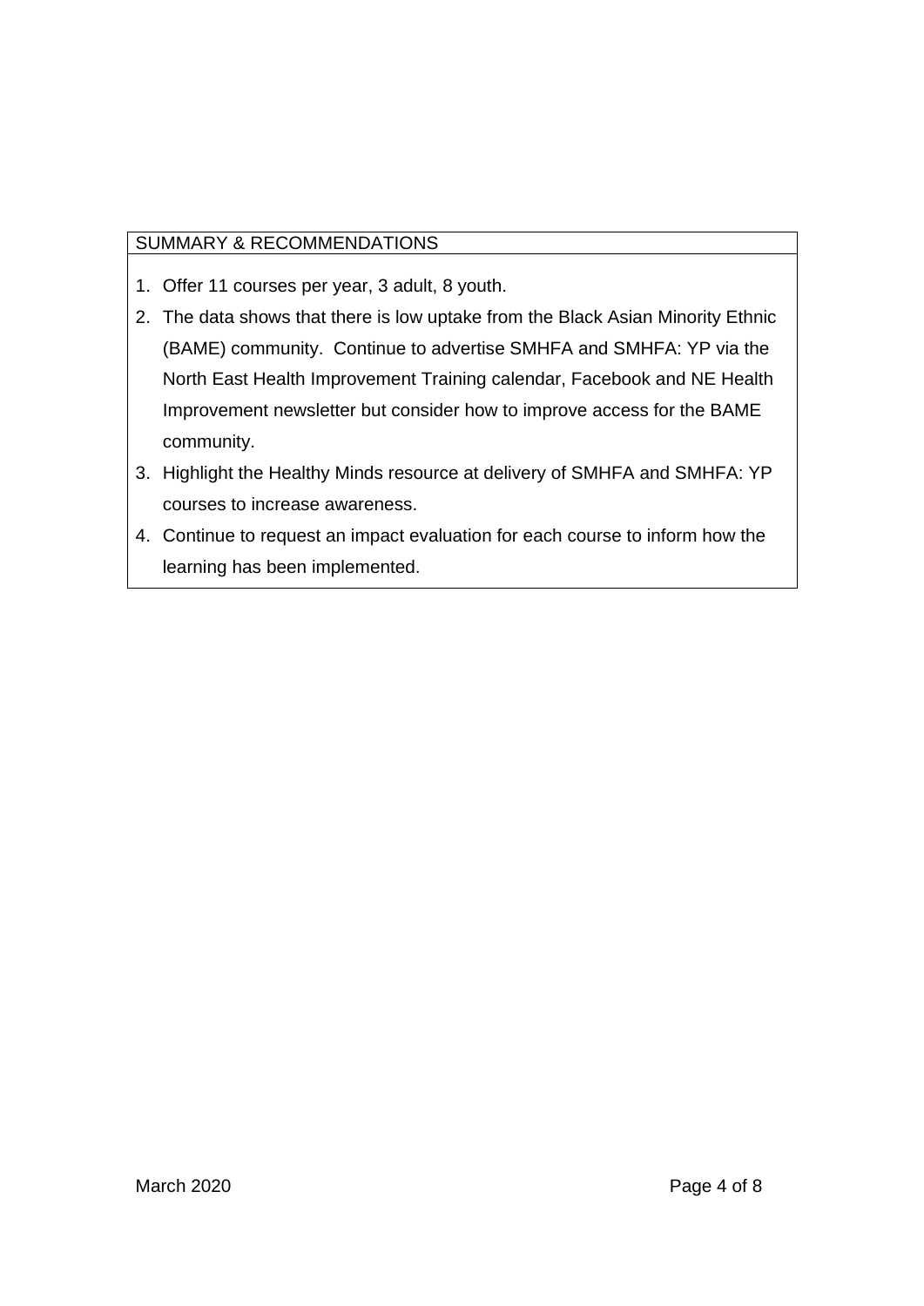## SUMMARY & RECOMMENDATIONS

1. Offer 11 courses per year, 3 adult, 8 youth.
2. The data shows that there is low uptake from the Black Asian Minority Ethnic (BAME) community. Continue to advertise SMHFA and SMHFA: YP via the North East Health Improvement Training calendar, Facebook and NE Health Improvement newsletter but consider how to improve access for the BAME community.
3. Highlight the Healthy Minds resource at delivery of SMHFA and SMHFA: YP courses to increase awareness.
4. Continue to request an impact evaluation for each course to inform how the learning has been implemented.

March 2020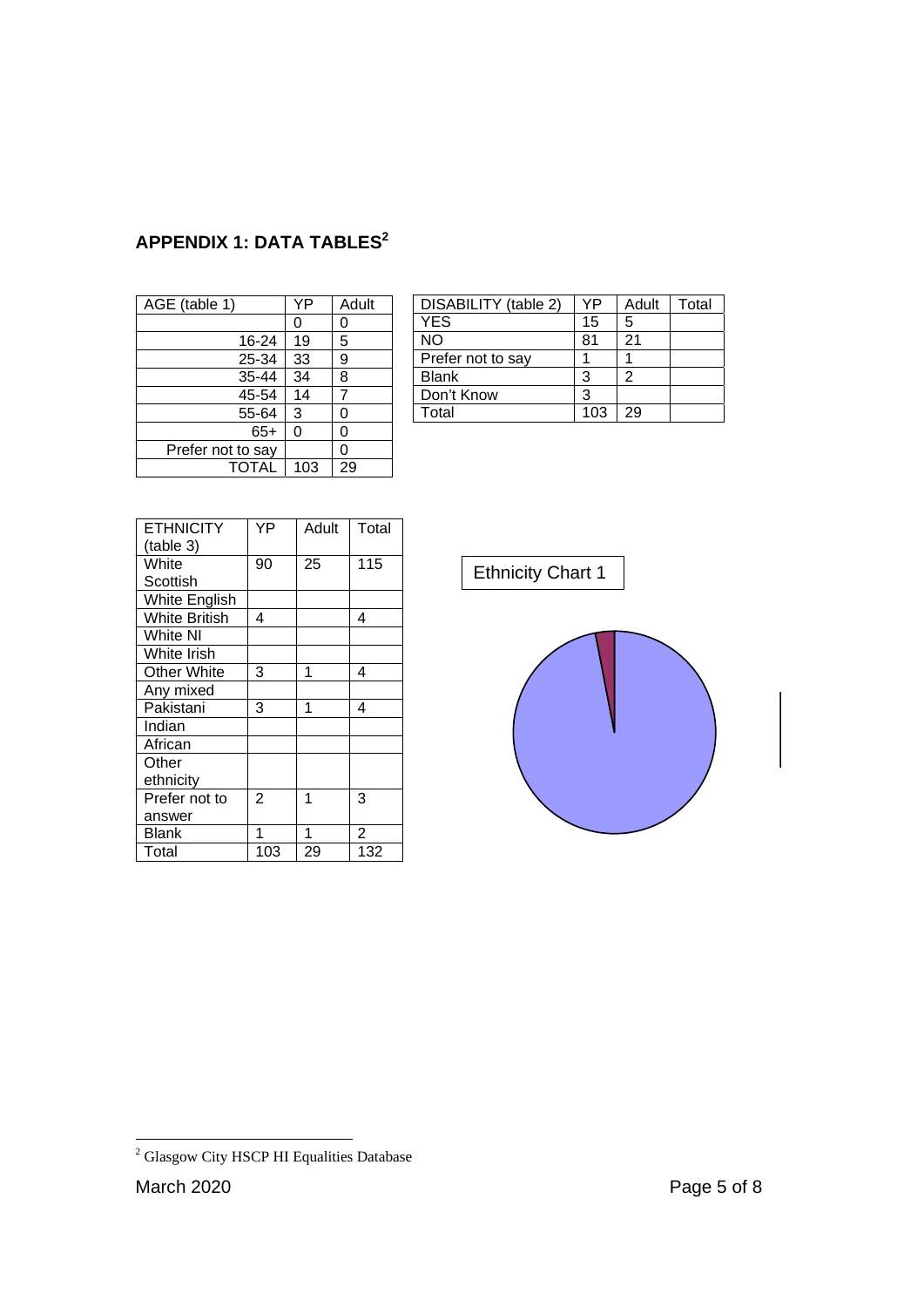## APPENDIX 1: DATA TABLES[2]

| AGE (table 1) | YP | Adult |
|---|---|---|
| | 0 | 0 |
| 16-24 | 19 | 5 |
| 25-34 | 33 | 9 |
| 35-44 | 34 | 8 |
| 45-54 | 14 | 7 |
| 55-64 | 3 | 0 |
| 65+ | 0 | 0 |
| Prefer not to say | | 0 |
| TOTAL | 103 | 29 |

| DISABILITY (table 2) | YP | Adult | Total |
|---|---|---|---|
| YES | 15 | 5 | |
| NO | 81 | 21 | |
| Prefer not to say | 1 | 1 | |
| Blank | 3 | 2 | |
| Don't Know | 3 | | |
| Total | 103 | 29 | |

| ETHNICITY (table 3) | YP | Adult | Total |
|---|---|---|---|
| White Scottish | 90 | 25 | 115 |
| White English | | | |
| White British | 4 | | 4 |
| White NI | | | |
| White Irish | | | |
| Other White | 3 | 1 | 4 |
| Any mixed | | | |
| Pakistani | 3 | 1 | 4 |
| Indian | | | |
| African | | | |
| Other ethnicity | | | |
| Prefer not to answer | 2 | 1 | 3 |
| Blank | 1 | 1 | 2 |
| Total | 103 | 29 | 132 |

Ethnicity Chart 1

---

[2] Glasgow City HSCP HI Equalities Database

March 2020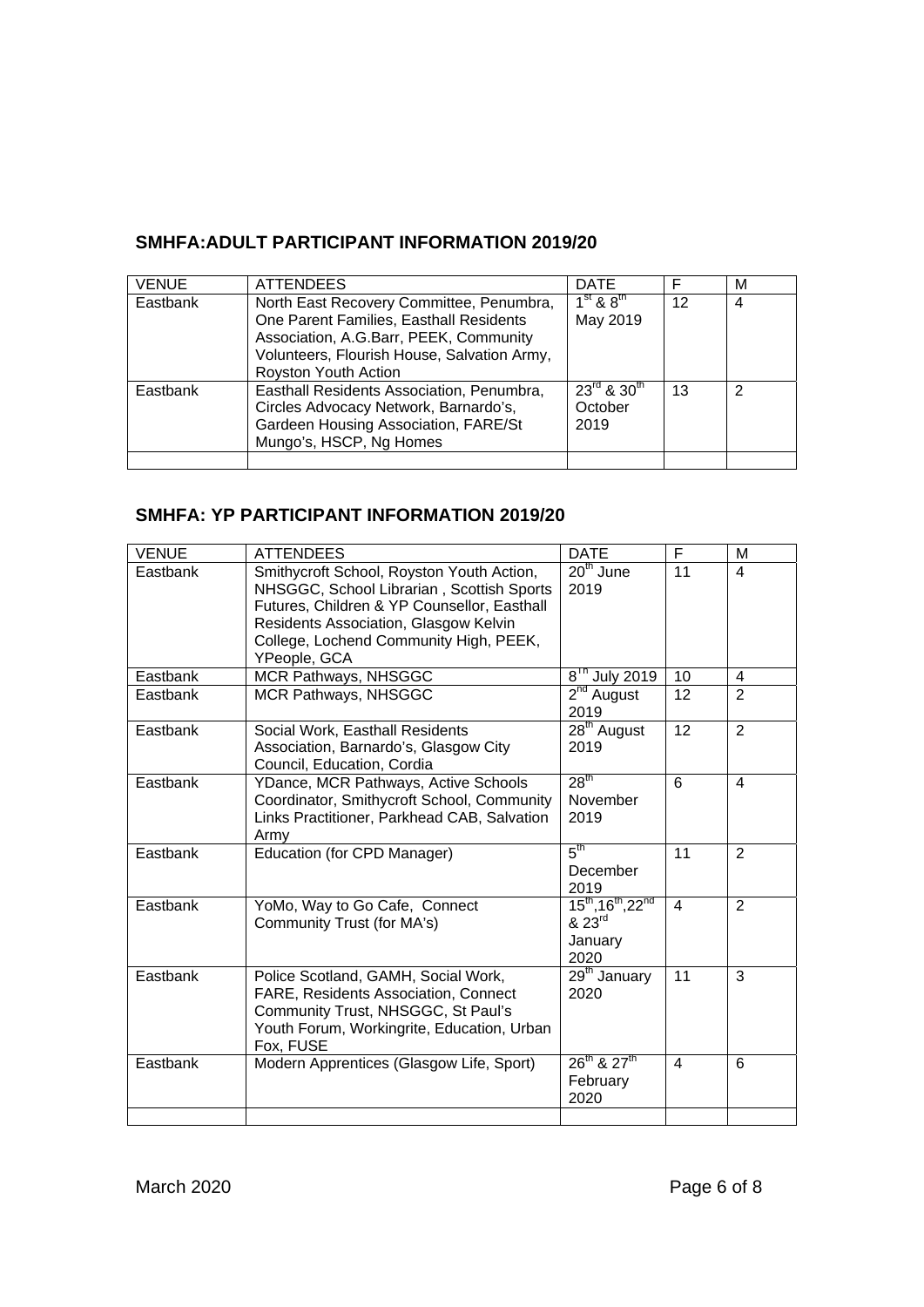## SMHFA:ADULT PARTICIPANT INFORMATION 2019/20

| VENUE | ATTENDEES | DATE | F | M |
|---|---|---|---|---|
| Eastbank | North East Recovery Committee, Penumbra, One Parent Families, Easthall Residents Association, A.G.Barr, PEEK, Community Volunteers, Flourish House, Salvation Army, Royston Youth Action | 1st & 8th May 2019 | 12 | 4 |
| Eastbank | Easthall Residents Association, Penumbra, Circles Advocacy Network, Barnardo's, Gardeen Housing Association, FARE/St Mungo's, HSCP, Ng Homes | 23rd & 30th October 2019 | 13 | 2 |
| | | | | |

## SMHFA: YP PARTICIPANT INFORMATION 2019/20

| VENUE | ATTENDEES | DATE | F | M |
|---|---|---|---|---|
| Eastbank | Smithycroft School, Royston Youth Action, NHSGGC, School Librarian , Scottish Sports Futures, Children & YP Counsellor, Easthall Residents Association, Glasgow Kelvin College, Lochend Community High, PEEK, YPeople, GCA | 20th June 2019 | 11 | 4 |
| Eastbank | MCR Pathways, NHSGGC | 8th July 2019 | 10 | 4 |
| Eastbank | MCR Pathways, NHSGGC | 2nd August 2019 | 12 | 2 |
| Eastbank | Social Work, Easthall Residents Association, Barnardo's, Glasgow City Council, Education, Cordia | 28th August 2019 | 12 | 2 |
| Eastbank | YDance, MCR Pathways, Active Schools Coordinator, Smithycroft School, Community Links Practitioner, Parkhead CAB, Salvation Army | 28th November 2019 | 6 | 4 |
| Eastbank | Education (for CPD Manager) | 5th December 2019 | 11 | 2 |
| Eastbank | YoMo, Way to Go Cafe, Connect Community Trust (for MA's) | 15th,16th,22nd & 23rd January 2020 | 4 | 2 |
| Eastbank | Police Scotland, GAMH, Social Work, FARE, Residents Association, Connect Community Trust, NHSGGC, St Paul's Youth Forum, Workingrite, Education, Urban Fox, FUSE | 29th January 2020 | 11 | 3 |
| Eastbank | Modern Apprentices (Glasgow Life, Sport) | 26th & 27th February 2020 | 4 | 6 |
| | | | | |

March 2020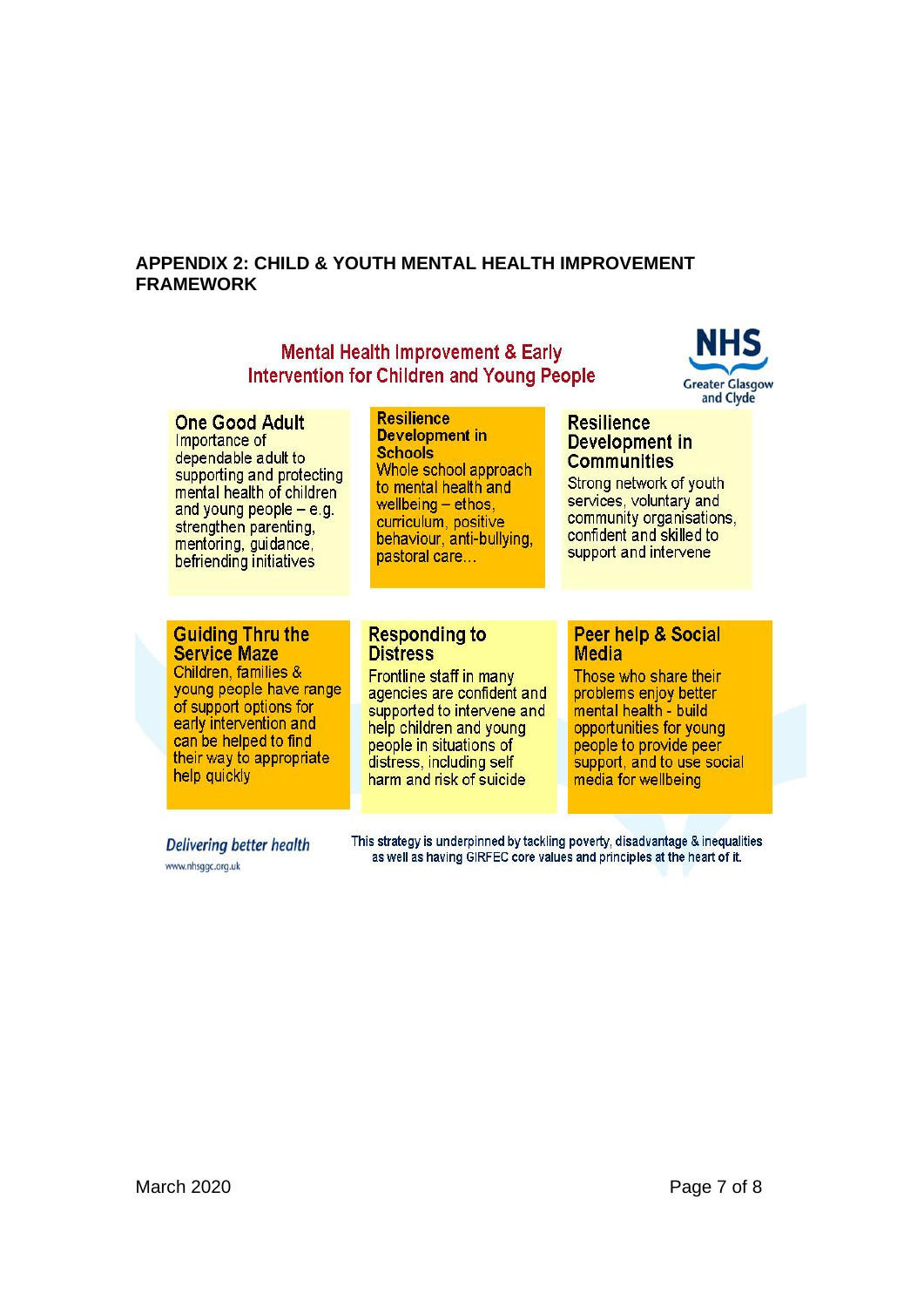## APPENDIX 2: CHILD & YOUTH MENTAL HEALTH IMPROVEMENT FRAMEWORK

### Mental Health Improvement & Early Intervention for Children and Young People

NHS Greater Glasgow and Clyde

**One Good Adult**
Importance of dependable adult to supporting and protecting mental health of children and young people – e.g. strengthen parenting, mentoring, guidance, befriending initiatives

**Resilience Development in Schools**
Whole school approach to mental health and wellbeing – ethos, curriculum, positive behaviour, anti-bullying, pastoral care…

**Resilience Development in Communities**
Strong network of youth services, voluntary and community organisations, confident and skilled to support and intervene

**Guiding Thru the Service Maze**
Children, families & young people have range of support options for early intervention and can be helped to find their way to appropriate help quickly

**Responding to Distress**
Frontline staff in many agencies are confident and supported to intervene and help children and young people in situations of distress, including self harm and risk of suicide

**Peer help & Social Media**
Those who share their problems enjoy better mental health - build opportunities for young people to provide peer support, and to use social media for wellbeing

*Delivering better health*
www.nhsggc.org.uk

This strategy is underpinned by tackling poverty, disadvantage & inequalities as well as having GIRFEC core values and principles at the heart of it.

March 2020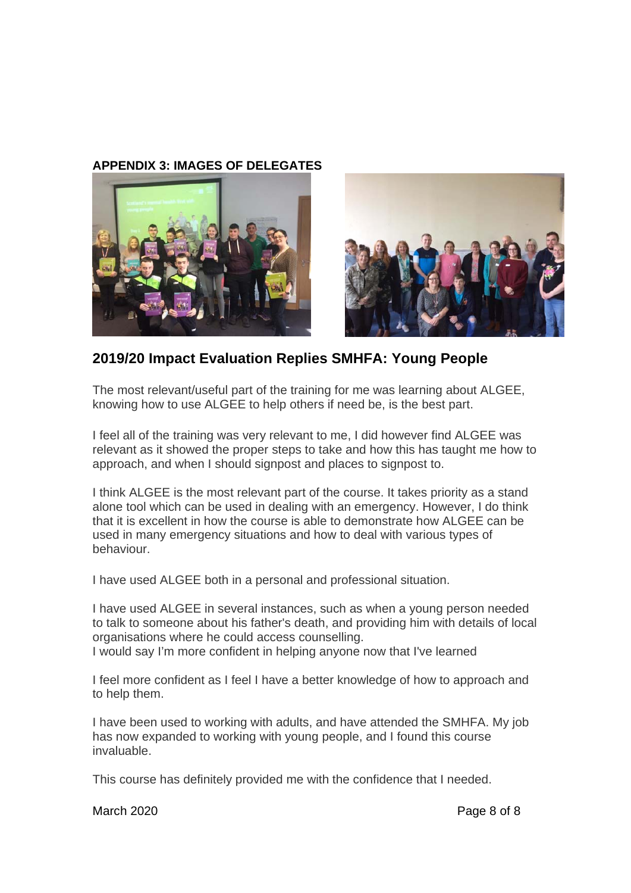**APPENDIX 3: IMAGES OF DELEGATES**

## 2019/20 Impact Evaluation Replies SMHFA: Young People

The most relevant/useful part of the training for me was learning about ALGEE, knowing how to use ALGEE to help others if need be, is the best part.

I feel all of the training was very relevant to me, I did however find ALGEE was relevant as it showed the proper steps to take and how this has taught me how to approach, and when I should signpost and places to signpost to.

I think ALGEE is the most relevant part of the course. It takes priority as a stand alone tool which can be used in dealing with an emergency. However, I do think that it is excellent in how the course is able to demonstrate how ALGEE can be used in many emergency situations and how to deal with various types of behaviour.

I have used ALGEE both in a personal and professional situation.

I have used ALGEE in several instances, such as when a young person needed to talk to someone about his father's death, and providing him with details of local organisations where he could access counselling.
I would say I'm more confident in helping anyone now that I've learned

I feel more confident as I feel I have a better knowledge of how to approach and to help them.

I have been used to working with adults, and have attended the SMHFA. My job has now expanded to working with young people, and I found this course invaluable.

This course has definitely provided me with the confidence that I needed.

March 2020